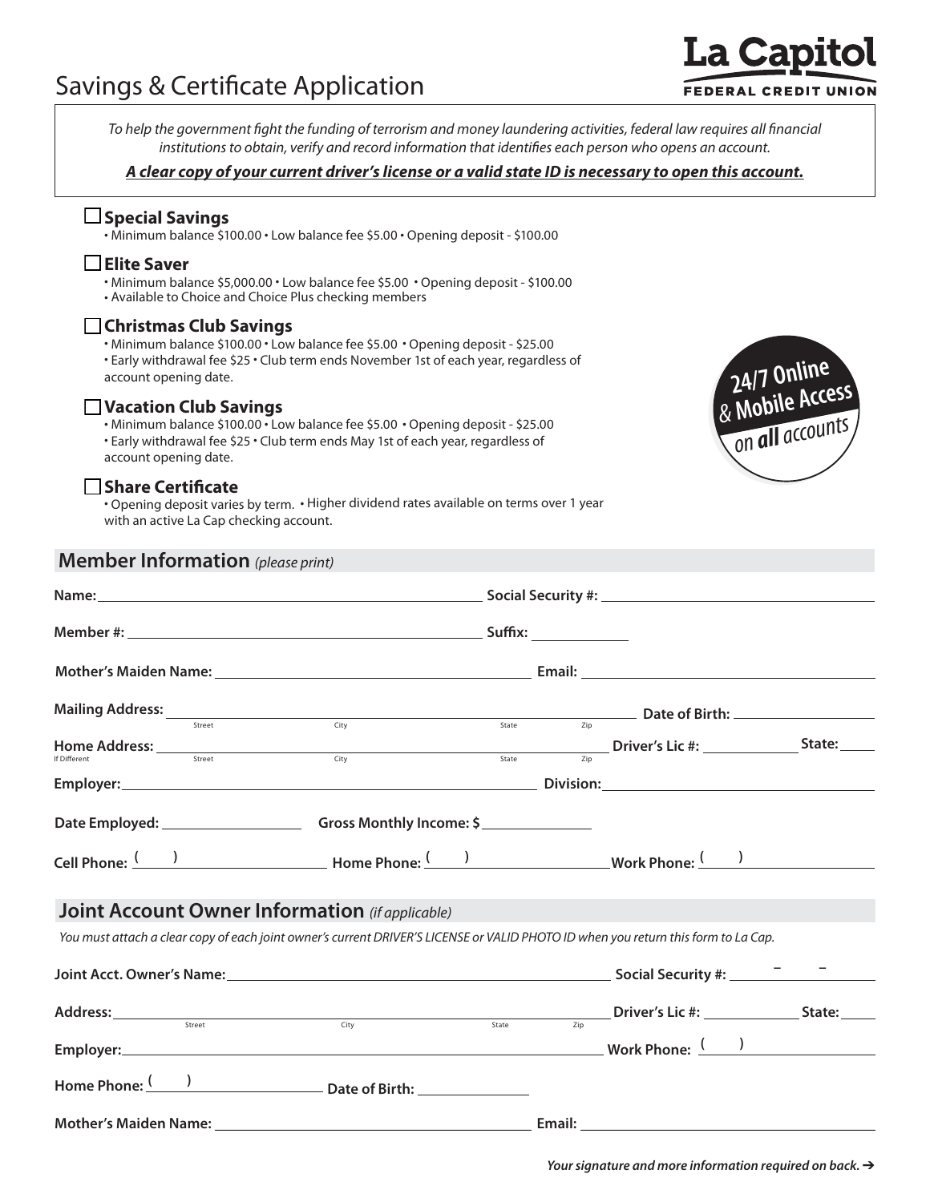# Savings & Certificate Application

**La Capitol**
**FEDERAL CREDIT UNION**

*To help the government fight the funding of terrorism and money laundering activities, federal law requires all financial institutions to obtain, verify and record information that identifies each person who opens an account.*

***A clear copy of your current driver's license or a valid state ID is necessary to open this account.***

☐ **Special Savings**
- Minimum balance $100.00 • Low balance fee $5.00 • Opening deposit - $100.00

☐ **Elite Saver**
- Minimum balance $5,000.00 • Low balance fee $5.00 • Opening deposit - $100.00
- Available to Choice and Choice Plus checking members

☐ **Christmas Club Savings**
- Minimum balance $100.00 • Low balance fee $5.00 • Opening deposit - $25.00
- Early withdrawal fee $25 • Club term ends November 1st of each year, regardless of account opening date.

☐ **Vacation Club Savings**
- Minimum balance $100.00 • Low balance fee $5.00 • Opening deposit - $25.00
- Early withdrawal fee $25 • Club term ends May 1st of each year, regardless of account opening date.

☐ **Share Certificate**
- Opening deposit varies by term. • Higher dividend rates available on terms over 1 year with an active La Cap checking account.

**24/7 Online & Mobile Access on all accounts**

## Member Information *(please print)*

**Name:** ______________________ **Social Security #:** ______________________

**Member #:** ______________________ **Suffix:** __________

**Mother's Maiden Name:** ______________________ **Email:** ______________________

**Mailing Address:** ______________________ (Street, City, State, Zip) **Date of Birth:** __________

**Home Address:** (If Different) ______________________ (Street, City, State, Zip) **Driver's Lic #:** __________ **State:** _____

**Employer:** ______________________ **Division:** ______________________

**Date Employed:** __________ **Gross Monthly Income: $** __________

**Cell Phone:** (    ) __________ **Home Phone:** (    ) __________ **Work Phone:** (    ) __________

## Joint Account Owner Information *(if applicable)*

*You must attach a clear copy of each joint owner's current DRIVER'S LICENSE or VALID PHOTO ID when you return this form to La Cap.*

**Joint Acct. Owner's Name:** ______________________ **Social Security #:** ____ - ____ - ____

**Address:** ______________________ (Street, City, State, Zip) **Driver's Lic #:** __________ **State:** _____

**Employer:** ______________________ **Work Phone:** (    ) __________

**Home Phone:** (    ) __________ **Date of Birth:** __________

**Mother's Maiden Name:** ______________________ **Email:** ______________________

***Your signature and more information required on back. ➔***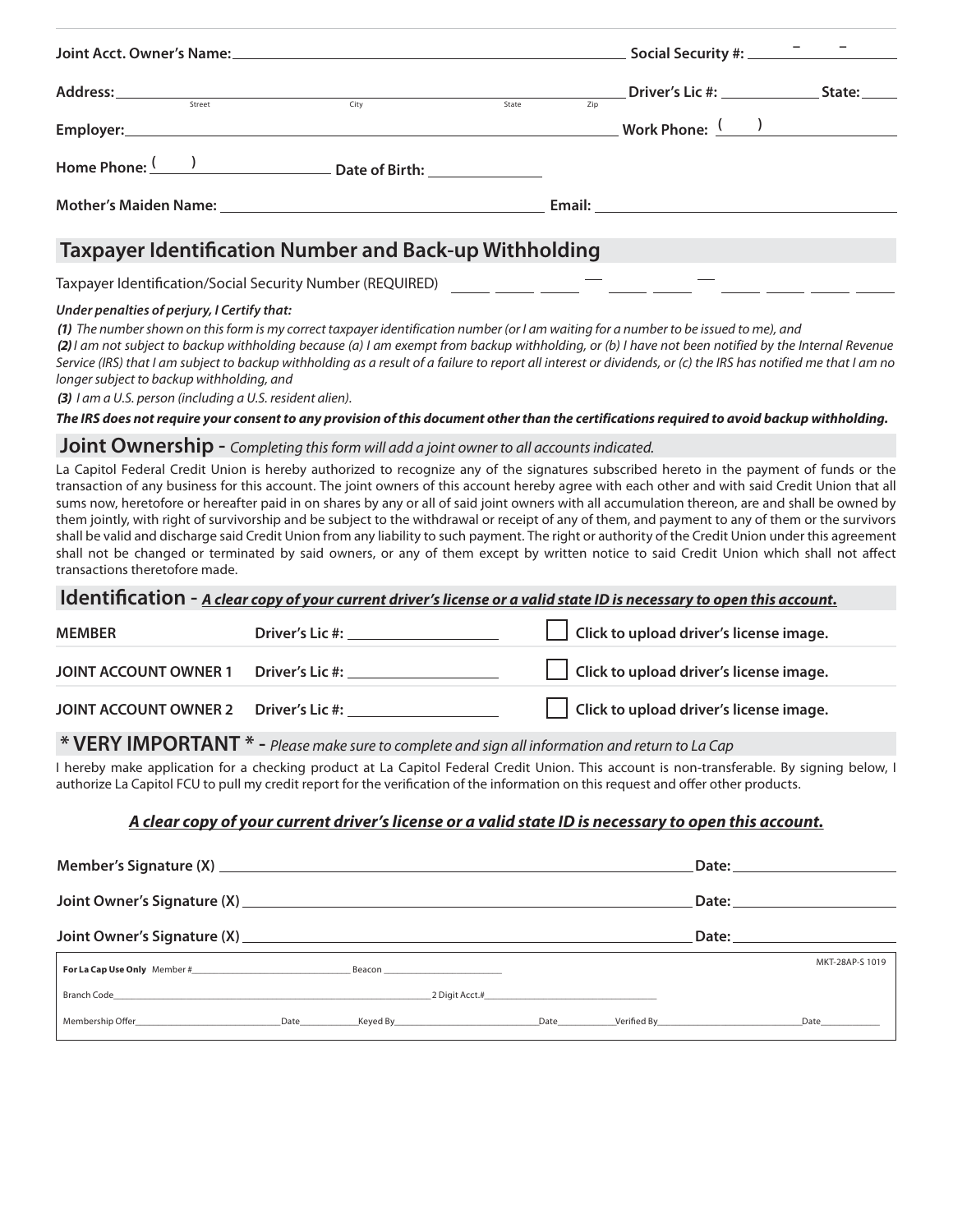Joint Acct. Owner's Name: ______________________ Social Security #: ___ – ___ – ___

Address: ______________________ Street City State Zip Driver's Lic #: __________ State: ____

Employer: ______________________ Work Phone: (    ) __________

Home Phone: (    ) __________ Date of Birth: __________

Mother's Maiden Name: ______________________ Email: ______________________

## Taxpayer Identification Number and Back-up Withholding

Taxpayer Identification/Social Security Number (REQUIRED) ___ ___ ___ — ___ ___ — ___ ___ ___ ___

***Under penalties of perjury, I Certify that:***

***(1)*** *The number shown on this form is my correct taxpayer identification number (or I am waiting for a number to be issued to me), and*

***(2)*** *I am not subject to backup withholding because (a) I am exempt from backup withholding, or (b) I have not been notified by the Internal Revenue Service (IRS) that I am subject to backup withholding as a result of a failure to report all interest or dividends, or (c) the IRS has notified me that I am no longer subject to backup withholding, and*

***(3)*** *I am a U.S. person (including a U.S. resident alien).*

***The IRS does not require your consent to any provision of this document other than the certifications required to avoid backup withholding.***

## Joint Ownership - *Completing this form will add a joint owner to all accounts indicated.*

La Capitol Federal Credit Union is hereby authorized to recognize any of the signatures subscribed hereto in the payment of funds or the transaction of any business for this account. The joint owners of this account hereby agree with each other and with said Credit Union that all sums now, heretofore or hereafter paid in on shares by any or all of said joint owners with all accumulation thereon, are and shall be owned by them jointly, with right of survivorship and be subject to the withdrawal or receipt of any of them, and payment to any of them or the survivors shall be valid and discharge said Credit Union from any liability to such payment. The right or authority of the Credit Union under this agreement shall not be changed or terminated by said owners, or any of them except by written notice to said Credit Union which shall not affect transactions theretofore made.

## Identification - ***A clear copy of your current driver's license or a valid state ID is necessary to open this account.***

| | | |
|---|---|---|
| **MEMBER** | **Driver's Lic #:** __________ | ☐ **Click to upload driver's license image.** |
| **JOINT ACCOUNT OWNER 1** | **Driver's Lic #:** __________ | ☐ **Click to upload driver's license image.** |
| **JOINT ACCOUNT OWNER 2** | **Driver's Lic #:** __________ | ☐ **Click to upload driver's license image.** |

## * VERY IMPORTANT * - *Please make sure to complete and sign all information and return to La Cap*

I hereby make application for a checking product at La Capitol Federal Credit Union. This account is non-transferable. By signing below, I authorize La Capitol FCU to pull my credit report for the verification of the information on this request and offer other products.

***A clear copy of your current driver's license or a valid state ID is necessary to open this account.***

**Member's Signature (X)** ______________________ **Date:** __________

**Joint Owner's Signature (X)** ______________________ **Date:** __________

**Joint Owner's Signature (X)** ______________________ **Date:** __________

**For La Cap Use Only** Member # __________ Beacon __________

Branch Code __________ 2 Digit Acct.# __________

Membership Offer __________ Date ______ Keyed By __________ Date ______ Verified By __________ Date ______

MKT-28AP-S 1019